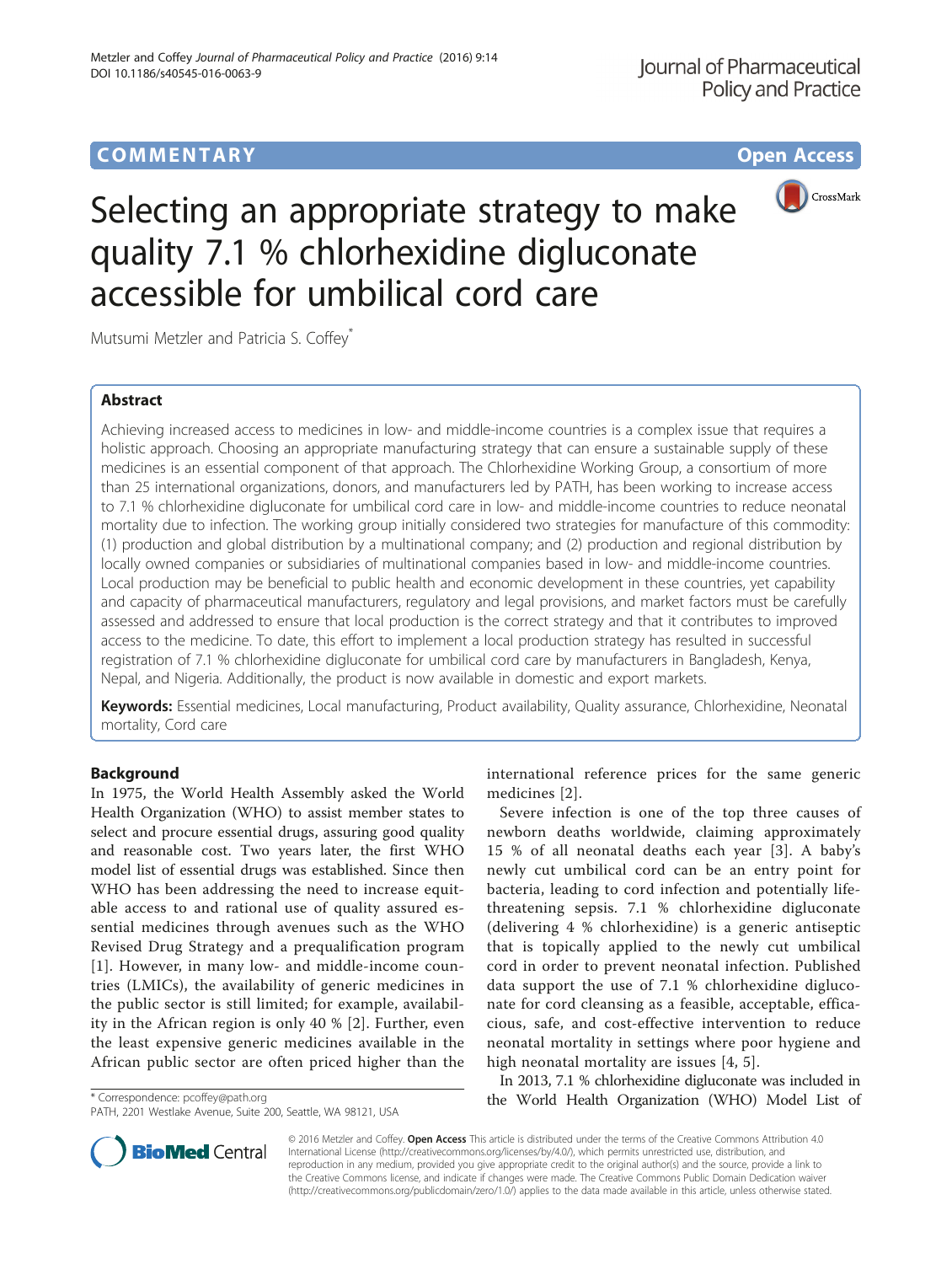COMMENTARY Open Access

# Selecting an appropriate strategy to make quality 7.1 % chlorhexidine digluconate accessible for umbilical cord care

Mutsumi Metzler and Patricia S. Coffey*

## Abstract

Achieving increased access to medicines in low- and middle-income countries is a complex issue that requires a holistic approach. Choosing an appropriate manufacturing strategy that can ensure a sustainable supply of these medicines is an essential component of that approach. The Chlorhexidine Working Group, a consortium of more than 25 international organizations, donors, and manufacturers led by PATH, has been working to increase access to 7.1 % chlorhexidine digluconate for umbilical cord care in low- and middle-income countries to reduce neonatal mortality due to infection. The working group initially considered two strategies for manufacture of this commodity: (1) production and global distribution by a multinational company; and (2) production and regional distribution by locally owned companies or subsidiaries of multinational companies based in low- and middle-income countries. Local production may be beneficial to public health and economic development in these countries, yet capability and capacity of pharmaceutical manufacturers, regulatory and legal provisions, and market factors must be carefully assessed and addressed to ensure that local production is the correct strategy and that it contributes to improved access to the medicine. To date, this effort to implement a local production strategy has resulted in successful registration of 7.1 % chlorhexidine digluconate for umbilical cord care by manufacturers in Bangladesh, Kenya, Nepal, and Nigeria. Additionally, the product is now available in domestic and export markets.

**Keywords:** Essential medicines, Local manufacturing, Product availability, Quality assurance, Chlorhexidine, Neonatal mortality, Cord care

## Background

In 1975, the World Health Assembly asked the World Health Organization (WHO) to assist member states to select and procure essential drugs, assuring good quality and reasonable cost. Two years later, the first WHO model list of essential drugs was established. Since then WHO has been addressing the need to increase equitable access to and rational use of quality assured essential medicines through avenues such as the WHO Revised Drug Strategy and a prequalification program [1]. However, in many low- and middle-income countries (LMICs), the availability of generic medicines in the public sector is still limited; for example, availability in the African region is only 40 % [2]. Further, even the least expensive generic medicines available in the African public sector are often priced higher than the international reference prices for the same generic medicines [2].

Severe infection is one of the top three causes of newborn deaths worldwide, claiming approximately 15 % of all neonatal deaths each year [3]. A baby's newly cut umbilical cord can be an entry point for bacteria, leading to cord infection and potentially life-threatening sepsis. 7.1 % chlorhexidine digluconate (delivering 4 % chlorhexidine) is a generic antiseptic that is topically applied to the newly cut umbilical cord in order to prevent neonatal infection. Published data support the use of 7.1 % chlorhexidine digluconate for cord cleansing as a feasible, acceptable, efficacious, safe, and cost-effective intervention to reduce neonatal mortality in settings where poor hygiene and high neonatal mortality are issues [4, 5].

In 2013, 7.1 % chlorhexidine digluconate was included in the World Health Organization (WHO) Model List of

\* Correspondence: pcoffey@path.org
PATH, 2201 Westlake Avenue, Suite 200, Seattle, WA 98121, USA

© 2016 Metzler and Coffey. **Open Access** This article is distributed under the terms of the Creative Commons Attribution 4.0 International License (http://creativecommons.org/licenses/by/4.0/), which permits unrestricted use, distribution, and reproduction in any medium, provided you give appropriate credit to the original author(s) and the source, provide a link to the Creative Commons license, and indicate if changes were made. The Creative Commons Public Domain Dedication waiver (http://creativecommons.org/publicdomain/zero/1.0/) applies to the data made available in this article, unless otherwise stated.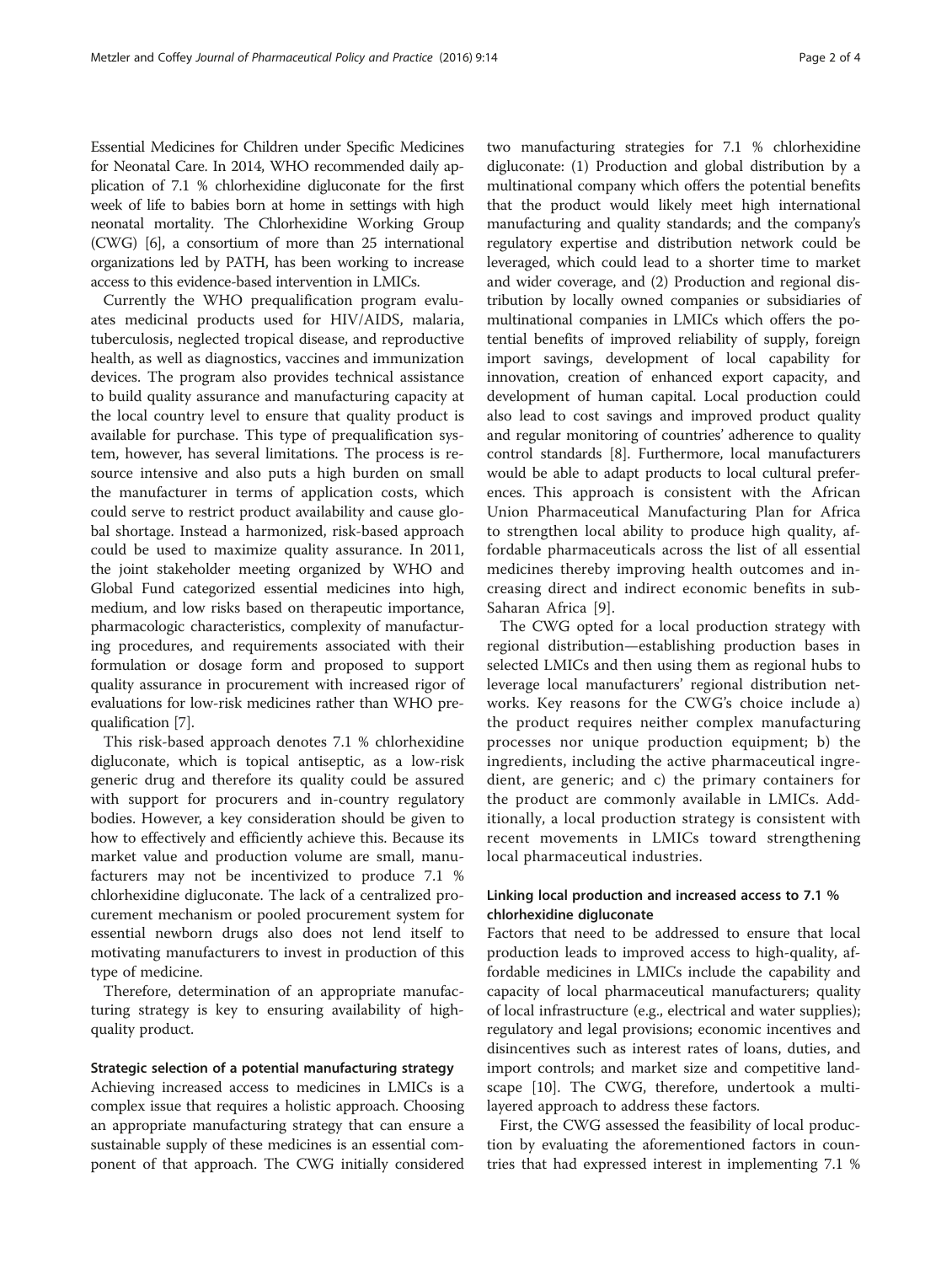Essential Medicines for Children under Specific Medicines for Neonatal Care. In 2014, WHO recommended daily application of 7.1 % chlorhexidine digluconate for the first week of life to babies born at home in settings with high neonatal mortality. The Chlorhexidine Working Group (CWG) [6], a consortium of more than 25 international organizations led by PATH, has been working to increase access to this evidence-based intervention in LMICs.

Currently the WHO prequalification program evaluates medicinal products used for HIV/AIDS, malaria, tuberculosis, neglected tropical disease, and reproductive health, as well as diagnostics, vaccines and immunization devices. The program also provides technical assistance to build quality assurance and manufacturing capacity at the local country level to ensure that quality product is available for purchase. This type of prequalification system, however, has several limitations. The process is resource intensive and also puts a high burden on small the manufacturer in terms of application costs, which could serve to restrict product availability and cause global shortage. Instead a harmonized, risk-based approach could be used to maximize quality assurance. In 2011, the joint stakeholder meeting organized by WHO and Global Fund categorized essential medicines into high, medium, and low risks based on therapeutic importance, pharmacologic characteristics, complexity of manufacturing procedures, and requirements associated with their formulation or dosage form and proposed to support quality assurance in procurement with increased rigor of evaluations for low-risk medicines rather than WHO prequalification [7].

This risk-based approach denotes 7.1 % chlorhexidine digluconate, which is topical antiseptic, as a low-risk generic drug and therefore its quality could be assured with support for procurers and in-country regulatory bodies. However, a key consideration should be given to how to effectively and efficiently achieve this. Because its market value and production volume are small, manufacturers may not be incentivized to produce 7.1 % chlorhexidine digluconate. The lack of a centralized procurement mechanism or pooled procurement system for essential newborn drugs also does not lend itself to motivating manufacturers to invest in production of this type of medicine.

Therefore, determination of an appropriate manufacturing strategy is key to ensuring availability of high-quality product.

### Strategic selection of a potential manufacturing strategy

Achieving increased access to medicines in LMICs is a complex issue that requires a holistic approach. Choosing an appropriate manufacturing strategy that can ensure a sustainable supply of these medicines is an essential component of that approach. The CWG initially considered two manufacturing strategies for 7.1 % chlorhexidine digluconate: (1) Production and global distribution by a multinational company which offers the potential benefits that the product would likely meet high international manufacturing and quality standards; and the company's regulatory expertise and distribution network could be leveraged, which could lead to a shorter time to market and wider coverage, and (2) Production and regional distribution by locally owned companies or subsidiaries of multinational companies in LMICs which offers the potential benefits of improved reliability of supply, foreign import savings, development of local capability for innovation, creation of enhanced export capacity, and development of human capital. Local production could also lead to cost savings and improved product quality and regular monitoring of countries' adherence to quality control standards [8]. Furthermore, local manufacturers would be able to adapt products to local cultural preferences. This approach is consistent with the African Union Pharmaceutical Manufacturing Plan for Africa to strengthen local ability to produce high quality, affordable pharmaceuticals across the list of all essential medicines thereby improving health outcomes and increasing direct and indirect economic benefits in sub-Saharan Africa [9].

The CWG opted for a local production strategy with regional distribution—establishing production bases in selected LMICs and then using them as regional hubs to leverage local manufacturers' regional distribution networks. Key reasons for the CWG's choice include a) the product requires neither complex manufacturing processes nor unique production equipment; b) the ingredients, including the active pharmaceutical ingredient, are generic; and c) the primary containers for the product are commonly available in LMICs. Additionally, a local production strategy is consistent with recent movements in LMICs toward strengthening local pharmaceutical industries.

### Linking local production and increased access to 7.1 % chlorhexidine digluconate

Factors that need to be addressed to ensure that local production leads to improved access to high-quality, affordable medicines in LMICs include the capability and capacity of local pharmaceutical manufacturers; quality of local infrastructure (e.g., electrical and water supplies); regulatory and legal provisions; economic incentives and disincentives such as interest rates of loans, duties, and import controls; and market size and competitive landscape [10]. The CWG, therefore, undertook a multi-layered approach to address these factors.

First, the CWG assessed the feasibility of local production by evaluating the aforementioned factors in countries that had expressed interest in implementing 7.1 %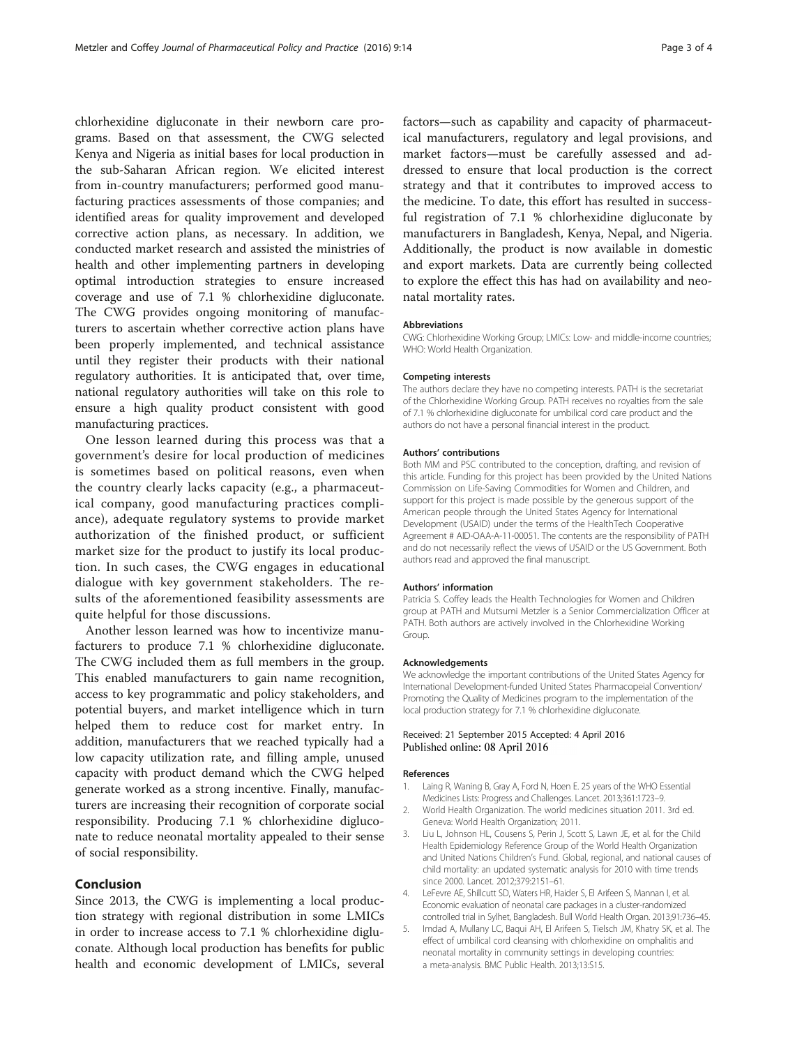chlorhexidine digluconate in their newborn care programs. Based on that assessment, the CWG selected Kenya and Nigeria as initial bases for local production in the sub-Saharan African region. We elicited interest from in-country manufacturers; performed good manufacturing practices assessments of those companies; and identified areas for quality improvement and developed corrective action plans, as necessary. In addition, we conducted market research and assisted the ministries of health and other implementing partners in developing optimal introduction strategies to ensure increased coverage and use of 7.1 % chlorhexidine digluconate. The CWG provides ongoing monitoring of manufacturers to ascertain whether corrective action plans have been properly implemented, and technical assistance until they register their products with their national regulatory authorities. It is anticipated that, over time, national regulatory authorities will take on this role to ensure a high quality product consistent with good manufacturing practices.

One lesson learned during this process was that a government's desire for local production of medicines is sometimes based on political reasons, even when the country clearly lacks capacity (e.g., a pharmaceutical company, good manufacturing practices compliance), adequate regulatory systems to provide market authorization of the finished product, or sufficient market size for the product to justify its local production. In such cases, the CWG engages in educational dialogue with key government stakeholders. The results of the aforementioned feasibility assessments are quite helpful for those discussions.

Another lesson learned was how to incentivize manufacturers to produce 7.1 % chlorhexidine digluconate. The CWG included them as full members in the group. This enabled manufacturers to gain name recognition, access to key programmatic and policy stakeholders, and potential buyers, and market intelligence which in turn helped them to reduce cost for market entry. In addition, manufacturers that we reached typically had a low capacity utilization rate, and filling ample, unused capacity with product demand which the CWG helped generate worked as a strong incentive. Finally, manufacturers are increasing their recognition of corporate social responsibility. Producing 7.1 % chlorhexidine digluconate to reduce neonatal mortality appealed to their sense of social responsibility.

## Conclusion

Since 2013, the CWG is implementing a local production strategy with regional distribution in some LMICs in order to increase access to 7.1 % chlorhexidine digluconate. Although local production has benefits for public health and economic development of LMICs, several factors—such as capability and capacity of pharmaceutical manufacturers, regulatory and legal provisions, and market factors—must be carefully assessed and addressed to ensure that local production is the correct strategy and that it contributes to improved access to the medicine. To date, this effort has resulted in successful registration of 7.1 % chlorhexidine digluconate by manufacturers in Bangladesh, Kenya, Nepal, and Nigeria. Additionally, the product is now available in domestic and export markets. Data are currently being collected to explore the effect this has had on availability and neonatal mortality rates.

#### Abbreviations

CWG: Chlorhexidine Working Group; LMICs: Low- and middle-income countries; WHO: World Health Organization.

#### Competing interests

The authors declare they have no competing interests. PATH is the secretariat of the Chlorhexidine Working Group. PATH receives no royalties from the sale of 7.1 % chlorhexidine digluconate for umbilical cord care product and the authors do not have a personal financial interest in the product.

#### Authors' contributions

Both MM and PSC contributed to the conception, drafting, and revision of this article. Funding for this project has been provided by the United Nations Commission on Life-Saving Commodities for Women and Children, and support for this project is made possible by the generous support of the American people through the United States Agency for International Development (USAID) under the terms of the HealthTech Cooperative Agreement # AID-OAA-A-11-00051. The contents are the responsibility of PATH and do not necessarily reflect the views of USAID or the US Government. Both authors read and approved the final manuscript.

#### Authors' information

Patricia S. Coffey leads the Health Technologies for Women and Children group at PATH and Mutsumi Metzler is a Senior Commercialization Officer at PATH. Both authors are actively involved in the Chlorhexidine Working Group.

#### Acknowledgements

We acknowledge the important contributions of the United States Agency for International Development-funded United States Pharmacopeial Convention/Promoting the Quality of Medicines program to the implementation of the local production strategy for 7.1 % chlorhexidine digluconate.

Received: 21 September 2015 Accepted: 4 April 2016
Published online: 08 April 2016

#### References

1. Laing R, Waning B, Gray A, Ford N, Hoen E. 25 years of the WHO Essential Medicines Lists: Progress and Challenges. Lancet. 2013;361:1723–9.
2. World Health Organization. The world medicines situation 2011. 3rd ed. Geneva: World Health Organization; 2011.
3. Liu L, Johnson HL, Cousens S, Perin J, Scott S, Lawn JE, et al. for the Child Health Epidemiology Reference Group of the World Health Organization and United Nations Children's Fund. Global, regional, and national causes of child mortality: an updated systematic analysis for 2010 with time trends since 2000. Lancet. 2012;379:2151–61.
4. LeFevre AE, Shillcutt SD, Waters HR, Haider S, El Arifeen S, Mannan I, et al. Economic evaluation of neonatal care packages in a cluster-randomized controlled trial in Sylhet, Bangladesh. Bull World Health Organ. 2013;91:736–45.
5. Imdad A, Mullany LC, Baqui AH, El Arifeen S, Tielsch JM, Khatry SK, et al. The effect of umbilical cord cleansing with chlorhexidine on omphalitis and neonatal mortality in community settings in developing countries: a meta-analysis. BMC Public Health. 2013;13:S15.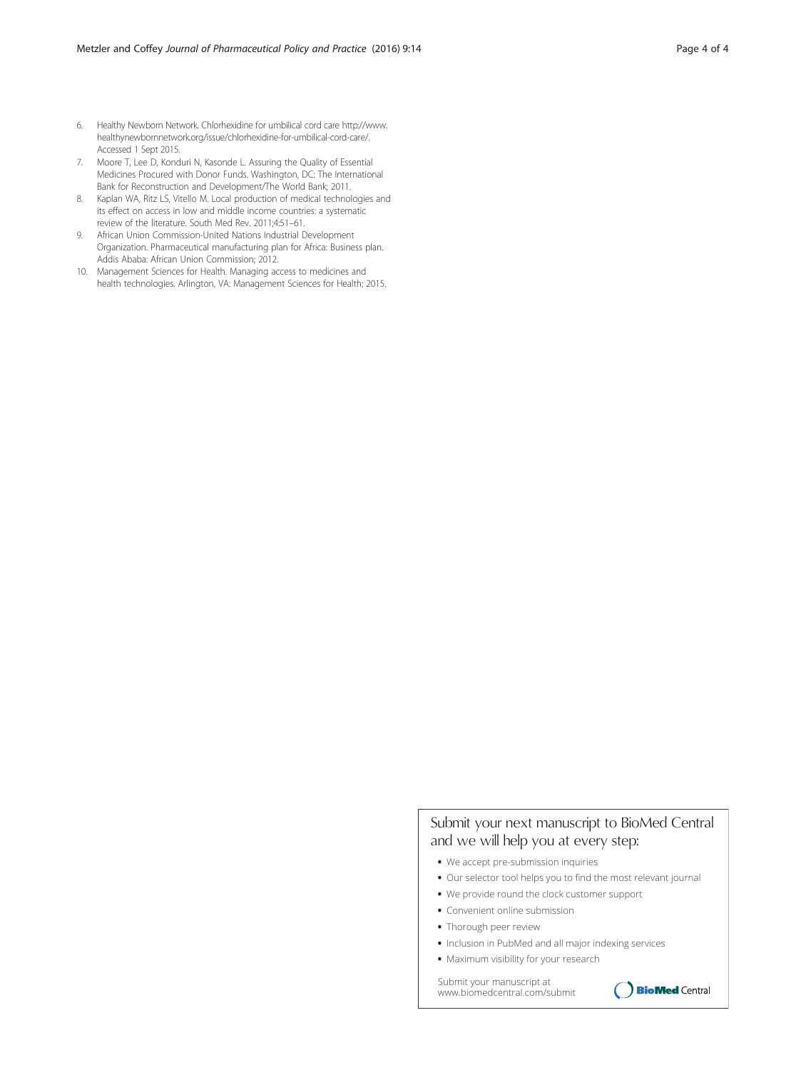6. Healthy Newborn Network. Chlorhexidine for umbilical cord care http://www.healthynewbornnetwork.org/issue/chlorhexidine-for-umbilical-cord-care/. Accessed 1 Sept 2015.
7. Moore T, Lee D, Konduri N, Kasonde L. Assuring the Quality of Essential Medicines Procured with Donor Funds. Washington, DC: The International Bank for Reconstruction and Development/The World Bank; 2011.
8. Kaplan WA, Ritz LS, Vitello M. Local production of medical technologies and its effect on access in low and middle income countries: a systematic review of the literature. South Med Rev. 2011;4:51–61.
9. African Union Commission-United Nations Industrial Development Organization. Pharmaceutical manufacturing plan for Africa: Business plan. Addis Ababa: African Union Commission; 2012.
10. Management Sciences for Health. Managing access to medicines and health technologies. Arlington, VA: Management Sciences for Health; 2015.

Submit your next manuscript to BioMed Central and we will help you at every step:

- We accept pre-submission inquiries
- Our selector tool helps you to find the most relevant journal
- We provide round the clock customer support
- Convenient online submission
- Thorough peer review
- Inclusion in PubMed and all major indexing services
- Maximum visibility for your research

Submit your manuscript at
www.biomedcentral.com/submit

BioMed Central